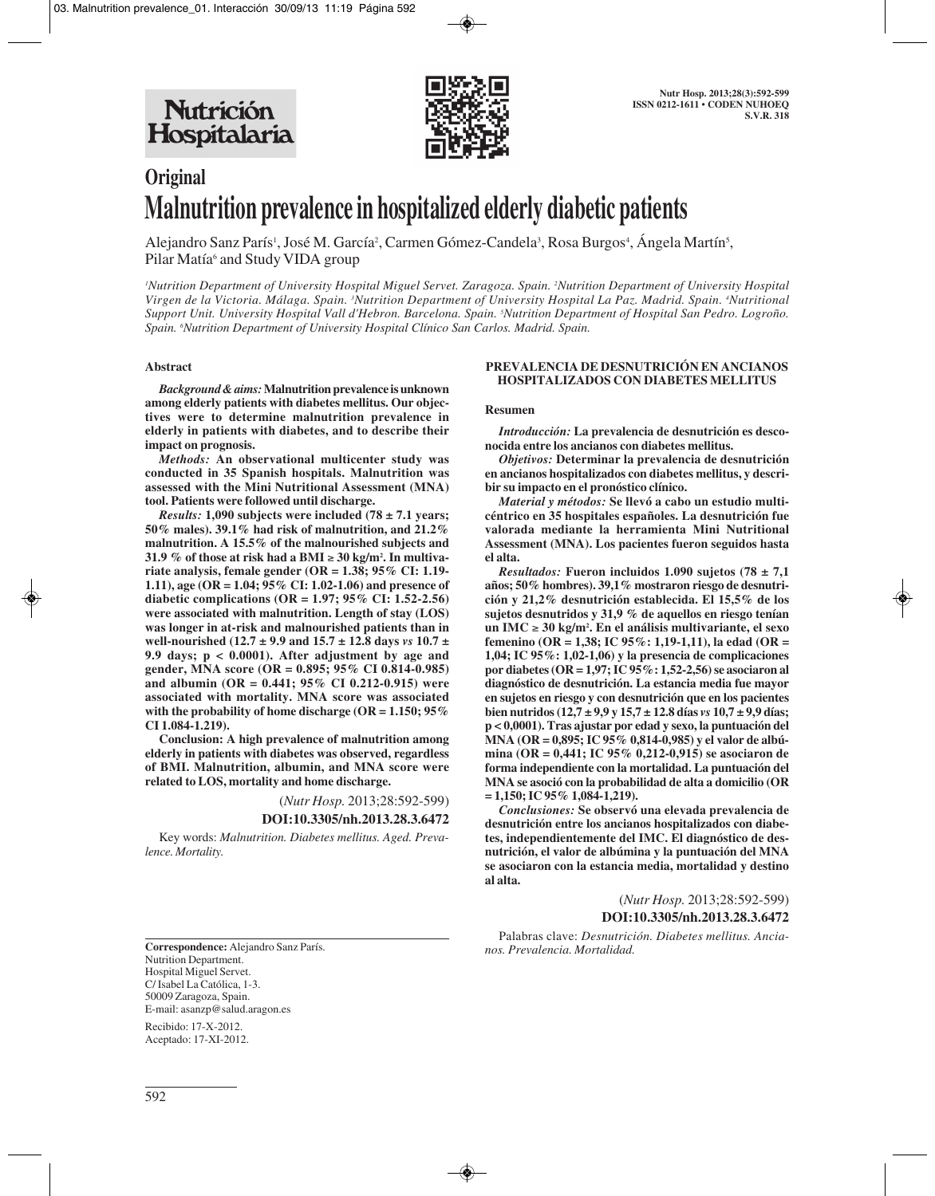**Original**

# Malnutrition prevalence in hospitalized elderly diabetic patients

Alejandro Sanz París[1], José M. García[2], Carmen Gómez-Candela[3], Rosa Burgos[4], Ángela Martín[5], Pilar Matía[6] and Study VIDA group

[1]Nutrition Department of University Hospital Miguel Servet. Zaragoza. Spain. [2]Nutrition Department of University Hospital Virgen de la Victoria. Málaga. Spain. [3]Nutrition Department of University Hospital La Paz. Madrid. Spain. [4]Nutritional Support Unit. University Hospital Vall d'Hebron. Barcelona. Spain. [5]Nutrition Department of Hospital San Pedro. Logroño. Spain. [6]Nutrition Department of University Hospital Clínico San Carlos. Madrid. Spain.

## Abstract

***Background & aims:*** **Malnutrition prevalence is unknown among elderly patients with diabetes mellitus. Our objectives were to determine malnutrition prevalence in elderly in patients with diabetes, and to describe their impact on prognosis.**

***Methods:*** **An observational multicenter study was conducted in 35 Spanish hospitals. Malnutrition was assessed with the Mini Nutritional Assessment (MNA) tool. Patients were followed until discharge.**

***Results:*** **1,090 subjects were included (78 ± 7.1 years; 50% males). 39.1% had risk of malnutrition, and 21.2% malnutrition. A 15.5% of the malnourished subjects and 31.9 % of those at risk had a BMI ≥ 30 kg/m². In multivariate analysis, female gender (OR = 1.38; 95% CI: 1.19-1.11), age (OR = 1.04; 95% CI: 1.02-1.06) and presence of diabetic complications (OR = 1.97; 95% CI: 1.52-2.56) were associated with malnutrition. Length of stay (LOS) was longer in at-risk and malnourished patients than in well-nourished (12.7 ± 9.9 and 15.7 ± 12.8 days *vs* 10.7 ± 9.9 days; p < 0.0001). After adjustment by age and gender, MNA score (OR = 0.895; 95% CI 0.814-0.985) and albumin (OR = 0.441; 95% CI 0.212-0.915) were associated with mortality. MNA score was associated with the probability of home discharge (OR = 1.150; 95% CI 1.084-1.219).**

**Conclusion: A high prevalence of malnutrition among elderly in patients with diabetes was observed, regardless of BMI. Malnutrition, albumin, and MNA score were related to LOS, mortality and home discharge.**

(*Nutr Hosp.* 2013;28:592-599)

**DOI:10.3305/nh.2013.28.3.6472**

Key words: *Malnutrition. Diabetes mellitus. Aged. Prevalence. Mortality.*

## PREVALENCIA DE DESNUTRICIÓN EN ANCIANOS HOSPITALIZADOS CON DIABETES MELLITUS

### Resumen

***Introducción:*** **La prevalencia de desnutrición es desconocida entre los ancianos con diabetes mellitus.**

***Objetivos:*** **Determinar la prevalencia de desnutrición en ancianos hospitalizados con diabetes mellitus, y describir su impacto en el pronóstico clínico.**

***Material y métodos:*** **Se llevó a cabo un estudio multicéntrico en 35 hospitales españoles. La desnutrición fue valorada mediante la herramienta Mini Nutritional Assessment (MNA). Los pacientes fueron seguidos hasta el alta.**

***Resultados:*** **Fueron incluidos 1.090 sujetos (78 ± 7,1 años; 50% hombres). 39,1% mostraron riesgo de desnutrición y 21,2% desnutrición establecida. El 15,5% de los sujetos desnutridos y 31,9 % de aquellos en riesgo tenían un IMC ≥ 30 kg/m². En el análisis multivariante, el sexo femenino (OR = 1,38; IC 95%: 1,19-1,11), la edad (OR = 1,04; IC 95%: 1,02-1,06) y la presencia de complicaciones por diabetes (OR = 1,97; IC 95%: 1,52-2,56) se asociaron al diagnóstico de desnutrición. La estancia media fue mayor en sujetos en riesgo y con desnutrición que en los pacientes bien nutridos (12,7 ± 9,9 y 15,7 ± 12.8 días *vs* 10,7 ± 9,9 días; p < 0,0001). Tras ajustar por edad y sexo, la puntuación del MNA (OR = 0,895; IC 95% 0,814-0,985) y el valor de albúmina (OR = 0,441; IC 95% 0,212-0,915) se asociaron de forma independiente con la mortalidad. La puntuación del MNA se asoció con la probabilidad de alta a domicilio (OR = 1,150; IC 95% 1,084-1,219).**

***Conclusiones:*** **Se observó una elevada prevalencia de desnutrición entre los ancianos hospitalizados con diabetes, independientemente del IMC. El diagnóstico de desnutrición, el valor de albúmina y la puntuación del MNA se asociaron con la estancia media, mortalidad y destino al alta.**

(*Nutr Hosp.* 2013;28:592-599)

**DOI:10.3305/nh.2013.28.3.6472**

Palabras clave: *Desnutrición. Diabetes mellitus. Ancianos. Prevalencia. Mortalidad.*

---

**Correspondence:** Alejandro Sanz París.
Nutrition Department.
Hospital Miguel Servet.
C/ Isabel La Católica, 1-3.
50009 Zaragoza, Spain.
E-mail: asanzp@salud.aragon.es

Recibido: 17-X-2012.
Aceptado: 17-XI-2012.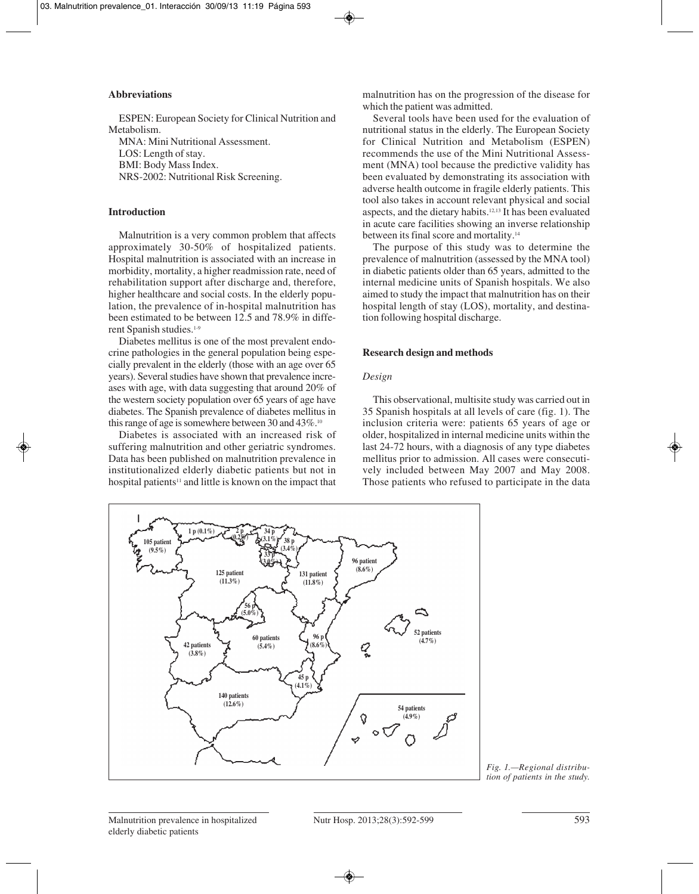### Abbreviations

ESPEN: European Society for Clinical Nutrition and Metabolism.

MNA: Mini Nutritional Assessment.

LOS: Length of stay.

BMI: Body Mass Index.

NRS-2002: Nutritional Risk Screening.

### Introduction

Malnutrition is a very common problem that affects approximately 30-50% of hospitalized patients. Hospital malnutrition is associated with an increase in morbidity, mortality, a higher readmission rate, need of rehabilitation support after discharge and, therefore, higher healthcare and social costs. In the elderly population, the prevalence of in-hospital malnutrition has been estimated to be between 12.5 and 78.9% in different Spanish studies.[1-9]

Diabetes mellitus is one of the most prevalent endocrine pathologies in the general population being especially prevalent in the elderly (those with an age over 65 years). Several studies have shown that prevalence increases with age, with data suggesting that around 20% of the western society population over 65 years of age have diabetes. The Spanish prevalence of diabetes mellitus in this range of age is somewhere between 30 and 43%.[10]

Diabetes is associated with an increased risk of suffering malnutrition and other geriatric syndromes. Data has been published on malnutrition prevalence in institutionalized elderly diabetic patients but not in hospital patients[11] and little is known on the impact that malnutrition has on the progression of the disease for which the patient was admitted.

Several tools have been used for the evaluation of nutritional status in the elderly. The European Society for Clinical Nutrition and Metabolism (ESPEN) recommends the use of the Mini Nutritional Assessment (MNA) tool because the predictive validity has been evaluated by demonstrating its association with adverse health outcome in fragile elderly patients. This tool also takes in account relevant physical and social aspects, and the dietary habits.[12,13] It has been evaluated in acute care facilities showing an inverse relationship between its final score and mortality.[14]

The purpose of this study was to determine the prevalence of malnutrition (assessed by the MNA tool) in diabetic patients older than 65 years, admitted to the internal medicine units of Spanish hospitals. We also aimed to study the impact that malnutrition has on their hospital length of stay (LOS), mortality, and destination following hospital discharge.

### Research design and methods

*Design*

This observational, multisite study was carried out in 35 Spanish hospitals at all levels of care (fig. 1). The inclusion criteria were: patients 65 years of age or older, hospitalized in internal medicine units within the last 24-72 hours, with a diagnosis of any type diabetes mellitus prior to admission. All cases were consecutively included between May 2007 and May 2008. Those patients who refused to participate in the data

*Fig. 1.—Regional distribution of patients in the study.*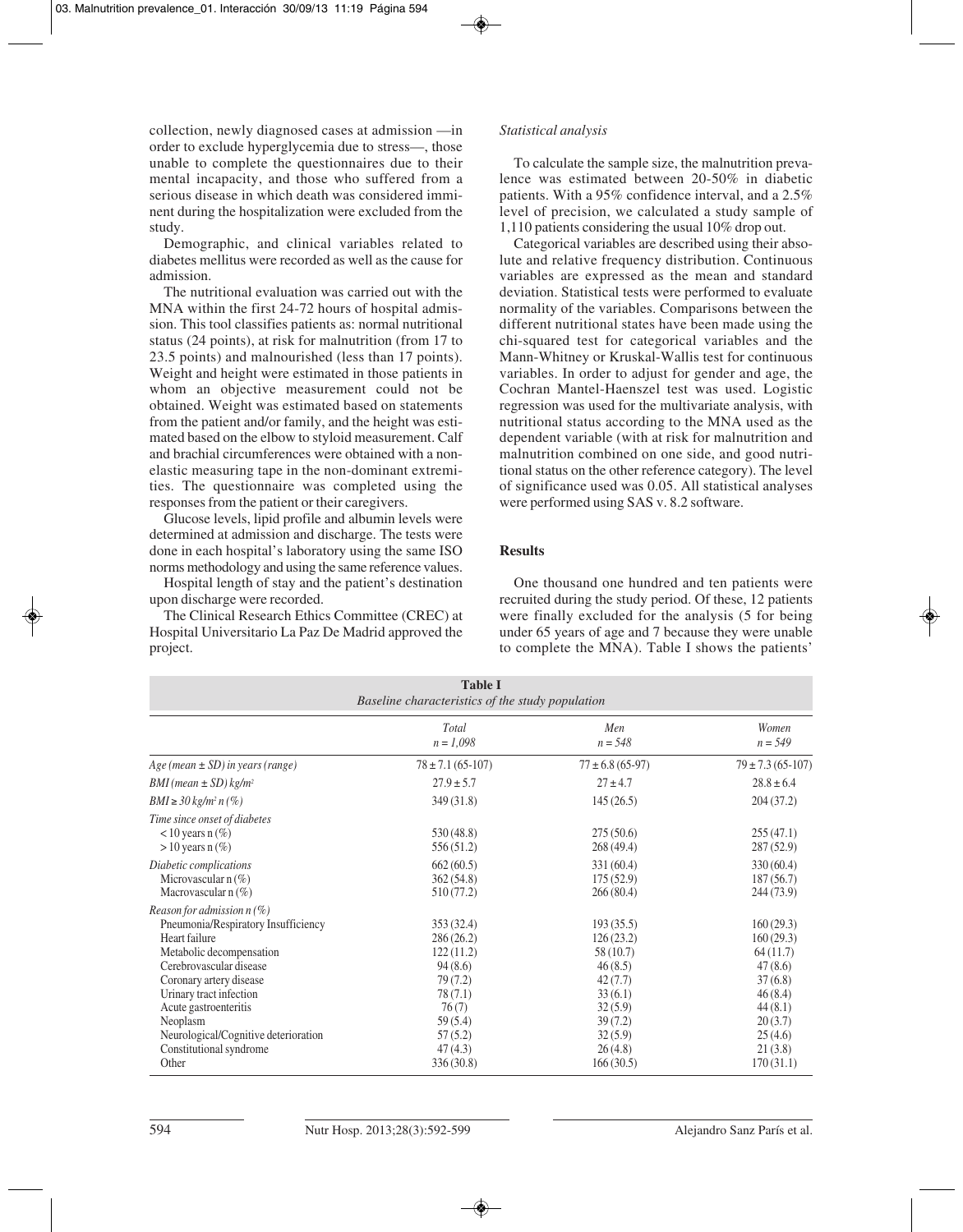collection, newly diagnosed cases at admission —in order to exclude hyperglycemia due to stress—, those unable to complete the questionnaires due to their mental incapacity, and those who suffered from a serious disease in which death was considered imminent during the hospitalization were excluded from the study.

Demographic, and clinical variables related to diabetes mellitus were recorded as well as the cause for admission.

The nutritional evaluation was carried out with the MNA within the first 24-72 hours of hospital admission. This tool classifies patients as: normal nutritional status (24 points), at risk for malnutrition (from 17 to 23.5 points) and malnourished (less than 17 points). Weight and height were estimated in those patients in whom an objective measurement could not be obtained. Weight was estimated based on statements from the patient and/or family, and the height was estimated based on the elbow to styloid measurement. Calf and brachial circumferences were obtained with a non-elastic measuring tape in the non-dominant extremities. The questionnaire was completed using the responses from the patient or their caregivers.

Glucose levels, lipid profile and albumin levels were determined at admission and discharge. The tests were done in each hospital's laboratory using the same ISO norms methodology and using the same reference values.

Hospital length of stay and the patient's destination upon discharge were recorded.

The Clinical Research Ethics Committee (CREC) at Hospital Universitario La Paz De Madrid approved the project.

*Statistical analysis*

To calculate the sample size, the malnutrition prevalence was estimated between 20-50% in diabetic patients. With a 95% confidence interval, and a 2.5% level of precision, we calculated a study sample of 1,110 patients considering the usual 10% drop out.

Categorical variables are described using their absolute and relative frequency distribution. Continuous variables are expressed as the mean and standard deviation. Statistical tests were performed to evaluate normality of the variables. Comparisons between the different nutritional states have been made using the chi-squared test for categorical variables and the Mann-Whitney or Kruskal-Wallis test for continuous variables. In order to adjust for gender and age, the Cochran Mantel-Haenszel test was used. Logistic regression was used for the multivariate analysis, with nutritional status according to the MNA used as the dependent variable (with at risk for malnutrition and malnutrition combined on one side, and good nutritional status on the other reference category). The level of significance used was 0.05. All statistical analyses were performed using SAS v. 8.2 software.

## Results

One thousand one hundred and ten patients were recruited during the study period. Of these, 12 patients were finally excluded for the analysis (5 for being under 65 years of age and 7 because they were unable to complete the MNA). Table I shows the patients'

**Table I**
*Baseline characteristics of the study population*

| | *Total* *n = 1,098* | *Men* *n = 548* | *Women* *n = 549* |
|---|---|---|---|
| *Age (mean ± SD) in years (range)* | 78 ± 7.1 (65-107) | 77 ± 6.8 (65-97) | 79 ± 7.3 (65-107) |
| *BMI (mean ± SD) kg/m²* | 27.9 ± 5.7 | 27 ± 4.7 | 28.8 ± 6.4 |
| *BMI ≥ 30 kg/m² n (%)* | 349 (31.8) | 145 (26.5) | 204 (37.2) |
| *Time since onset of diabetes* | | | |
| < 10 years n (%) | 530 (48.8) | 275 (50.6) | 255 (47.1) |
| > 10 years n (%) | 556 (51.2) | 268 (49.4) | 287 (52.9) |
| *Diabetic complications* | 662 (60.5) | 331 (60.4) | 330 (60.4) |
| Microvascular n (%) | 362 (54.8) | 175 (52.9) | 187 (56.7) |
| Macrovascular n (%) | 510 (77.2) | 266 (80.4) | 244 (73.9) |
| *Reason for admission n (%)* | | | |
| Pneumonia/Respiratory Insufficiency | 353 (32.4) | 193 (35.5) | 160 (29.3) |
| Heart failure | 286 (26.2) | 126 (23.2) | 160 (29.3) |
| Metabolic decompensation | 122 (11.2) | 58 (10.7) | 64 (11.7) |
| Cerebrovascular disease | 94 (8.6) | 46 (8.5) | 47 (8.6) |
| Coronary artery disease | 79 (7.2) | 42 (7.7) | 37 (6.8) |
| Urinary tract infection | 78 (7.1) | 33 (6.1) | 46 (8.4) |
| Acute gastroenteritis | 76 (7) | 32 (5.9) | 44 (8.1) |
| Neoplasm | 59 (5.4) | 39 (7.2) | 20 (3.7) |
| Neurological/Cognitive deterioration | 57 (5.2) | 32 (5.9) | 25 (4.6) |
| Constitutional syndrome | 47 (4.3) | 26 (4.8) | 21 (3.8) |
| Other | 336 (30.8) | 166 (30.5) | 170 (31.1) |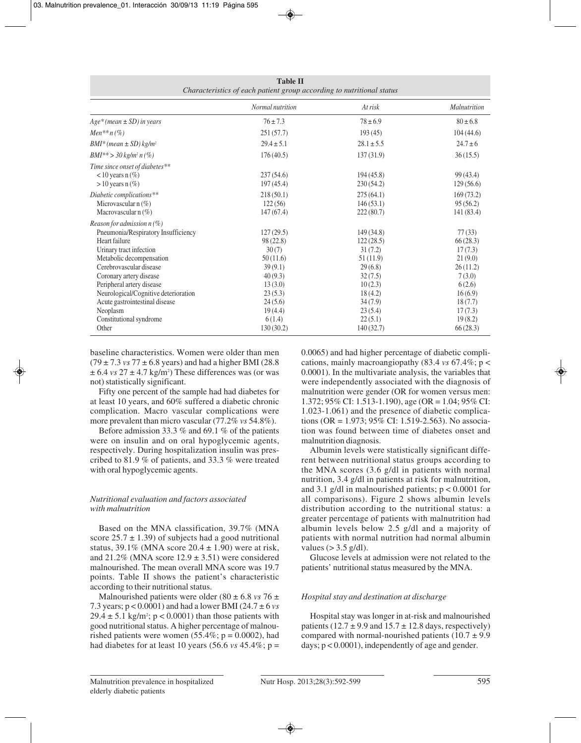**Table II**
*Characteristics of each patient group according to nutritional status*

| | *Normal nutrition* | *At risk* | *Malnutrition* |
|---|---|---|---|
| *Age\* (mean ± SD) in years* | 76 ± 7.3 | 78 ± 6.9 | 80 ± 6.8 |
| *Men\*\* n (%)* | 251 (57.7) | 193 (45) | 104 (44.6) |
| *BMI\* (mean ± SD) kg/m²* | 29.4 ± 5.1 | 28.1 ± 5.5 | 24.7 ± 6 |
| *BMI\*\* > 30 kg/m² n (%)* | 176 (40.5) | 137 (31.9) | 36 (15.5) |
| *Time since onset of diabetes\*\** | | | |
| < 10 years n (%) | 237 (54.6) | 194 (45.8) | 99 (43.4) |
| > 10 years n (%) | 197 (45.4) | 230 (54.2) | 129 (56.6) |
| *Diabetic complications\*\** | 218 (50.1) | 275 (64.1) | 169 (73.2) |
| Microvascular n (%) | 122 (56) | 146 (53.1) | 95 (56.2) |
| Macrovascular n (%) | 147 (67.4) | 222 (80.7) | 141 (83.4) |
| *Reason for admission n (%)* | | | |
| Pneumonia/Respiratory Insufficiency | 127 (29.5) | 149 (34.8) | 77 (33) |
| Heart failure | 98 (22.8) | 122 (28.5) | 66 (28.3) |
| Urinary tract infection | 30 (7) | 31 (7.2) | 17 (7.3) |
| Metabolic decompensation | 50 (11.6) | 51 (11.9) | 21 (9.0) |
| Cerebrovascular disease | 39 (9.1) | 29 (6.8) | 26 (11.2) |
| Coronary artery disease | 40 (9.3) | 32 (7.5) | 7 (3.0) |
| Peripheral artery disease | 13 (3.0) | 10 (2.3) | 6 (2.6) |
| Neurological/Cognitive deterioration | 23 (5.3) | 18 (4.2) | 16 (6.9) |
| Acute gastrointestinal disease | 24 (5.6) | 34 (7.9) | 18 (7.7) |
| Neoplasm | 19 (4.4) | 23 (5.4) | 17 (7.3) |
| Constitutional syndrome | 6 (1.4) | 22 (5.1) | 19 (8.2) |
| Other | 130 (30.2) | 140 (32.7) | 66 (28.3) |

baseline characteristics. Women were older than men (79 ± 7.3 *vs* 77 ± 6.8 years) and had a higher BMI (28.8 ± 6.4 *vs* 27 ± 4.7 kg/m²) These differences was (or was not) statistically significant.

Fifty one percent of the sample had had diabetes for at least 10 years, and 60% suffered a diabetic chronic complication. Macro vascular complications were more prevalent than micro vascular (77.2% *vs* 54.8%).

Before admission 33.3 % and 69.1 % of the patients were on insulin and on oral hypoglycemic agents, respectively. During hospitalization insulin was prescribed to 81.9 % of patients, and 33.3 % were treated with oral hypoglycemic agents.

### *Nutritional evaluation and factors associated with malnutrition*

Based on the MNA classification, 39.7% (MNA score 25.7 ± 1.39) of subjects had a good nutritional status, 39.1% (MNA score 20.4 ± 1.90) were at risk, and 21.2% (MNA score 12.9 ± 3.51) were considered malnourished. The mean overall MNA score was 19.7 points. Table II shows the patient's characteristic according to their nutritional status.

Malnourished patients were older (80 ± 6.8 *vs* 76 ± 7.3 years; $p < 0.0001$) and had a lower BMI (24.7 ± 6 *vs* 29.4 ± 5.1 kg/m²; $p < 0.0001$) than those patients with good nutritional status. A higher percentage of malnourished patients were women (55.4%; $p = 0.0002$), had had diabetes for at least 10 years (56.6 *vs* 45.4%; $p = 0.0065$) and had higher percentage of diabetic complications, mainly macroangiopathy (83.4 *vs* 67.4%; $p < 0.0001$). In the multivariate analysis, the variables that were independently associated with the diagnosis of malnutrition were gender (OR for women versus men: 1.372; 95% CI: 1.513-1.190), age (OR = 1.04; 95% CI: 1.023-1.061) and the presence of diabetic complications (OR = 1.973; 95% CI: 1.519-2.563). No association was found between time of diabetes onset and malnutrition diagnosis.

Albumin levels were statistically significant different between nutritional status groups according to the MNA scores (3.6 g/dl in patients with normal nutrition, 3.4 g/dl in patients at risk for malnutrition, and 3.1 g/dl in malnourished patients; $p < 0.0001$ for all comparisons). Figure 2 shows albumin levels distribution according to the nutritional status: a greater percentage of patients with malnutrition had albumin levels below 2.5 g/dl and a majority of patients with normal nutrition had normal albumin values (> 3.5 g/dl).

Glucose levels at admission were not related to the patients' nutritional status measured by the MNA.

### *Hospital stay and destination at discharge*

Hospital stay was longer in at-risk and malnourished patients (12.7 ± 9.9 and 15.7 ± 12.8 days, respectively) compared with normal-nourished patients (10.7 ± 9.9 days; $p < 0.0001$), independently of age and gender.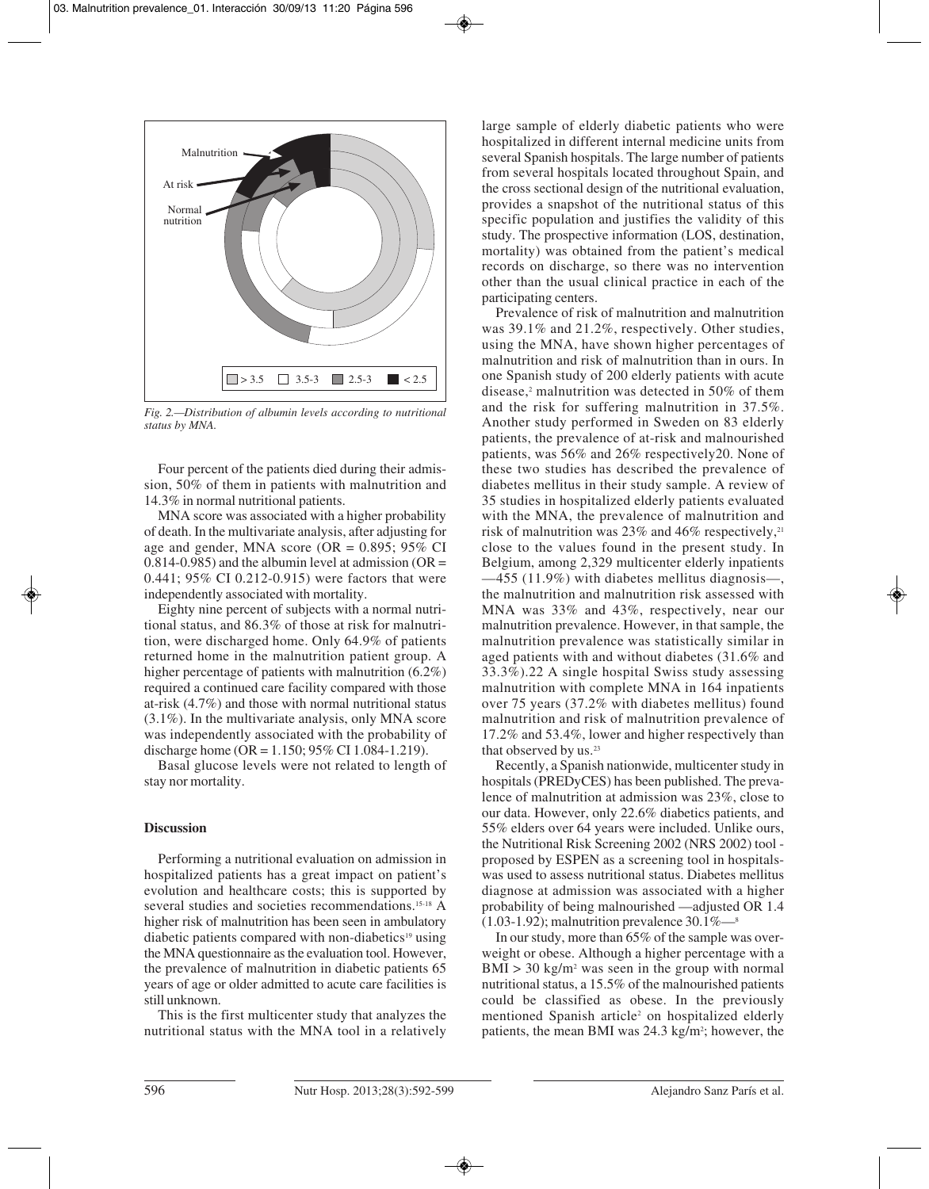Malnutrition

At risk

Normal nutrition

> 3.5 | 3.5-3 | 2.5-3 | < 2.5

*Fig. 2.—Distribution of albumin levels according to nutritional status by MNA.*

Four percent of the patients died during their admission, 50% of them in patients with malnutrition and 14.3% in normal nutritional patients.

MNA score was associated with a higher probability of death. In the multivariate analysis, after adjusting for age and gender, MNA score (OR = 0.895; 95% CI 0.814-0.985) and the albumin level at admission (OR = 0.441; 95% CI 0.212-0.915) were factors that were independently associated with mortality.

Eighty nine percent of subjects with a normal nutritional status, and 86.3% of those at risk for malnutrition, were discharged home. Only 64.9% of patients returned home in the malnutrition patient group. A higher percentage of patients with malnutrition (6.2%) required a continued care facility compared with those at-risk (4.7%) and those with normal nutritional status (3.1%). In the multivariate analysis, only MNA score was independently associated with the probability of discharge home (OR = 1.150; 95% CI 1.084-1.219).

Basal glucose levels were not related to length of stay nor mortality.

## Discussion

Performing a nutritional evaluation on admission in hospitalized patients has a great impact on patient's evolution and healthcare costs; this is supported by several studies and societies recommendations.[15-18] A higher risk of malnutrition has been seen in ambulatory diabetic patients compared with non-diabetics[19] using the MNA questionnaire as the evaluation tool. However, the prevalence of malnutrition in diabetic patients 65 years of age or older admitted to acute care facilities is still unknown.

This is the first multicenter study that analyzes the nutritional status with the MNA tool in a relatively large sample of elderly diabetic patients who were hospitalized in different internal medicine units from several Spanish hospitals. The large number of patients from several hospitals located throughout Spain, and the cross sectional design of the nutritional evaluation, provides a snapshot of the nutritional status of this specific population and justifies the validity of this study. The prospective information (LOS, destination, mortality) was obtained from the patient's medical records on discharge, so there was no intervention other than the usual clinical practice in each of the participating centers.

Prevalence of risk of malnutrition and malnutrition was 39.1% and 21.2%, respectively. Other studies, using the MNA, have shown higher percentages of malnutrition and risk of malnutrition than in ours. In one Spanish study of 200 elderly patients with acute disease,[2] malnutrition was detected in 50% of them and the risk for suffering malnutrition in 37.5%. Another study performed in Sweden on 83 elderly patients, the prevalence of at-risk and malnourished patients, was 56% and 26% respectively20. None of these two studies has described the prevalence of diabetes mellitus in their study sample. A review of 35 studies in hospitalized elderly patients evaluated with the MNA, the prevalence of malnutrition and risk of malnutrition was 23% and 46% respectively,[21] close to the values found in the present study. In Belgium, among 2,329 multicenter elderly inpatients —455 (11.9%) with diabetes mellitus diagnosis—, the malnutrition and malnutrition risk assessed with MNA was 33% and 43%, respectively, near our malnutrition prevalence. However, in that sample, the malnutrition prevalence was statistically similar in aged patients with and without diabetes (31.6% and 33.3%).22 A single hospital Swiss study assessing malnutrition with complete MNA in 164 inpatients over 75 years (37.2% with diabetes mellitus) found malnutrition and risk of malnutrition prevalence of 17.2% and 53.4%, lower and higher respectively than that observed by us.[23]

Recently, a Spanish nationwide, multicenter study in hospitals (PREDyCES) has been published. The prevalence of malnutrition at admission was 23%, close to our data. However, only 22.6% diabetics patients, and 55% elders over 64 years were included. Unlike ours, the Nutritional Risk Screening 2002 (NRS 2002) tool - proposed by ESPEN as a screening tool in hospitals- was used to assess nutritional status. Diabetes mellitus diagnose at admission was associated with a higher probability of being malnourished —adjusted OR 1.4 (1.03-1.92); malnutrition prevalence 30.1%—[8]

In our study, more than 65% of the sample was overweight or obese. Although a higher percentage with a BMI > 30 kg/m$^2$ was seen in the group with normal nutritional status, a 15.5% of the malnourished patients could be classified as obese. In the previously mentioned Spanish article[2] on hospitalized elderly patients, the mean BMI was 24.3 kg/m$^2$; however, the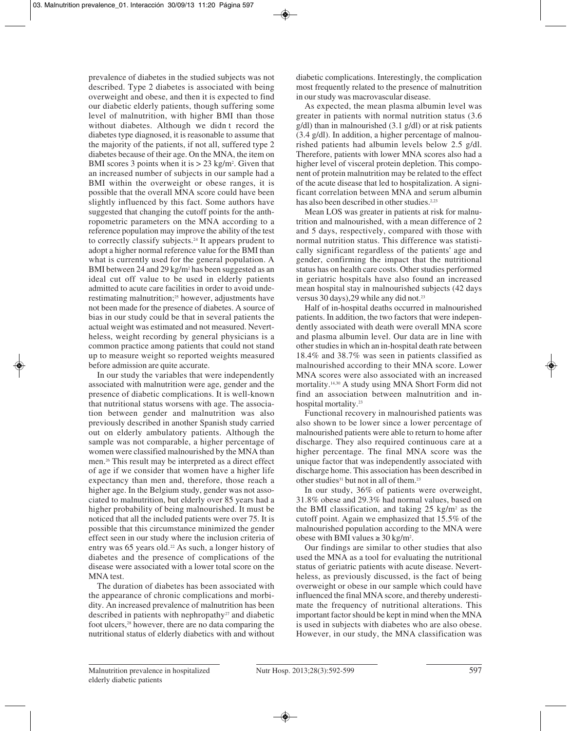prevalence of diabetes in the studied subjects was not described. Type 2 diabetes is associated with being overweight and obese, and then it is expected to find our diabetic elderly patients, though suffering some level of malnutrition, with higher BMI than those without diabetes. Although we didn t record the diabetes type diagnosed, it is reasonable to assume that the majority of the patients, if not all, suffered type 2 diabetes because of their age. On the MNA, the item on BMI scores 3 points when it is > 23 kg/m$^2$. Given that an increased number of subjects in our sample had a BMI within the overweight or obese ranges, it is possible that the overall MNA score could have been slightly influenced by this fact. Some authors have suggested that changing the cutoff points for the anthropometric parameters on the MNA according to a reference population may improve the ability of the test to correctly classify subjects.[24] It appears prudent to adopt a higher normal reference value for the BMI than what is currently used for the general population. A BMI between 24 and 29 kg/m$^2$ has been suggested as an ideal cut off value to be used in elderly patients admitted to acute care facilities in order to avoid underestimating malnutrition;[25] however, adjustments have not been made for the presence of diabetes. A source of bias in our study could be that in several patients the actual weight was estimated and not measured. Nevertheless, weight recording by general physicians is a common practice among patients that could not stand up to measure weight so reported weights measured before admission are quite accurate.

In our study the variables that were independently associated with malnutrition were age, gender and the presence of diabetic complications. It is well-known that nutritional status worsens with age. The association between gender and malnutrition was also previously described in another Spanish study carried out on elderly ambulatory patients. Although the sample was not comparable, a higher percentage of women were classified malnourished by the MNA than men.[26] This result may be interpreted as a direct effect of age if we consider that women have a higher life expectancy than men and, therefore, those reach a higher age. In the Belgium study, gender was not associated to malnutrition, but elderly over 85 years had a higher probability of being malnourished. It must be noticed that all the included patients were over 75. It is possible that this circumstance minimized the gender effect seen in our study where the inclusion criteria of entry was 65 years old.[22] As such, a longer history of diabetes and the presence of complications of the disease were associated with a lower total score on the MNA test.

The duration of diabetes has been associated with the appearance of chronic complications and morbidity. An increased prevalence of malnutrition has been described in patients with nephropathy[27] and diabetic foot ulcers,[28] however, there are no data comparing the nutritional status of elderly diabetics with and without diabetic complications. Interestingly, the complication most frequently related to the presence of malnutrition in our study was macrovascular disease.

As expected, the mean plasma albumin level was greater in patients with normal nutrition status (3.6 g/dl) than in malnourished (3.1 g/dl) or at risk patients (3.4 g/dl). In addition, a higher percentage of malnourished patients had albumin levels below 2.5 g/dl. Therefore, patients with lower MNA scores also had a higher level of visceral protein depletion. This component of protein malnutrition may be related to the effect of the acute disease that led to hospitalization. A significant correlation between MNA and serum albumin has also been described in other studies.[2,23]

Mean LOS was greater in patients at risk for malnutrition and malnourished, with a mean difference of 2 and 5 days, respectively, compared with those with normal nutrition status. This difference was statistically significant regardless of the patients' age and gender, confirming the impact that the nutritional status has on health care costs. Other studies performed in geriatric hospitals have also found an increased mean hospital stay in malnourished subjects (42 days versus 30 days),29 while any did not.[23]

Half of in-hospital deaths occurred in malnourished patients. In addition, the two factors that were independently associated with death were overall MNA score and plasma albumin level. Our data are in line with other studies in which an in-hospital death rate between 18.4% and 38.7% was seen in patients classified as malnourished according to their MNA score. Lower MNA scores were also associated with an increased mortality.[14,30] A study using MNA Short Form did not find an association between malnutrition and in-hospital mortality.[23]

Functional recovery in malnourished patients was also shown to be lower since a lower percentage of malnourished patients were able to return to home after discharge. They also required continuous care at a higher percentage. The final MNA score was the unique factor that was independently associated with discharge home. This association has been described in other studies[31] but not in all of them.[23]

In our study, 36% of patients were overweight, 31.8% obese and 29.3% had normal values, based on the BMI classification, and taking 25 kg/m$^2$ as the cutoff point. Again we emphasized that 15.5% of the malnourished population according to the MNA were obese with BMI values ≥ 30 kg/m$^2$.

Our findings are similar to other studies that also used the MNA as a tool for evaluating the nutritional status of geriatric patients with acute disease. Nevertheless, as previously discussed, is the fact of being overweight or obese in our sample which could have influenced the final MNA score, and thereby underestimate the frequency of nutritional alterations. This important factor should be kept in mind when the MNA is used in subjects with diabetes who are also obese. However, in our study, the MNA classification was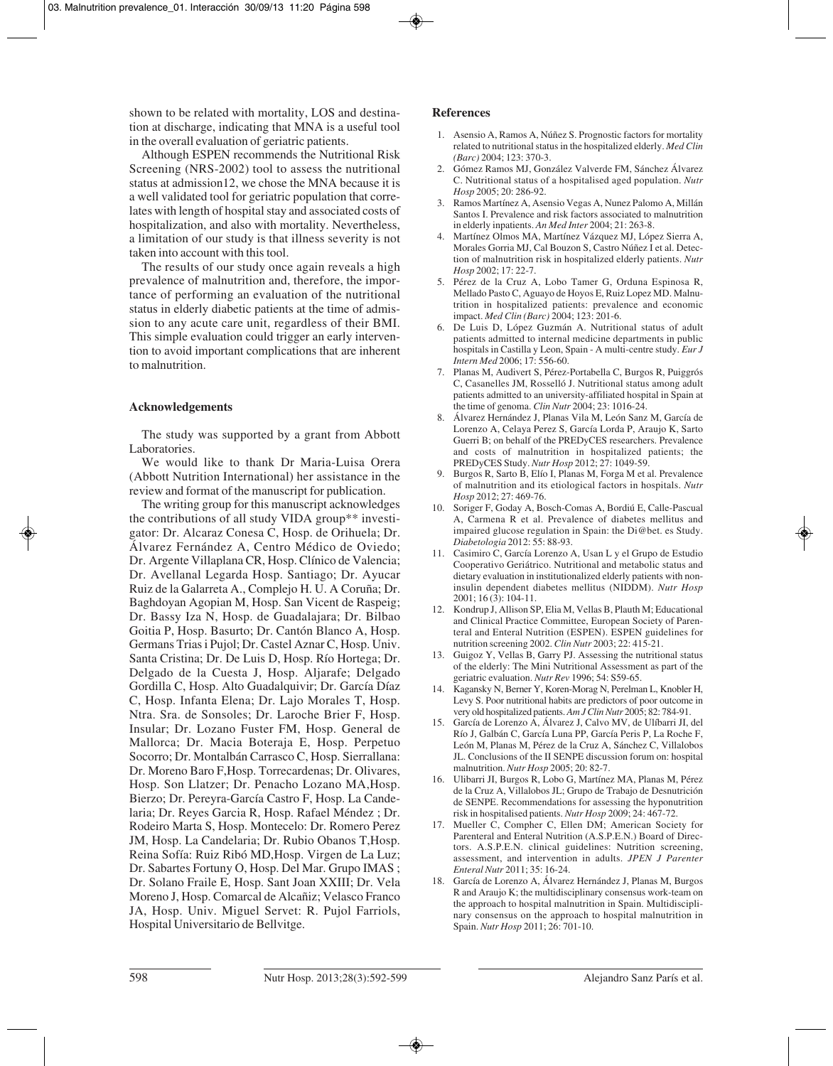shown to be related with mortality, LOS and destination at discharge, indicating that MNA is a useful tool in the overall evaluation of geriatric patients.

Although ESPEN recommends the Nutritional Risk Screening (NRS-2002) tool to assess the nutritional status at admission12, we chose the MNA because it is a well validated tool for geriatric population that correlates with length of hospital stay and associated costs of hospitalization, and also with mortality. Nevertheless, a limitation of our study is that illness severity is not taken into account with this tool.

The results of our study once again reveals a high prevalence of malnutrition and, therefore, the importance of performing an evaluation of the nutritional status in elderly diabetic patients at the time of admission to any acute care unit, regardless of their BMI. This simple evaluation could trigger an early intervention to avoid important complications that are inherent to malnutrition.

## Acknowledgements

The study was supported by a grant from Abbott Laboratories.

We would like to thank Dr Maria-Luisa Orera (Abbott Nutrition International) her assistance in the review and format of the manuscript for publication.

The writing group for this manuscript acknowledges the contributions of all study VIDA group** investigator: Dr. Alcaraz Conesa C, Hosp. de Orihuela; Dr. Álvarez Fernández A, Centro Médico de Oviedo; Dr. Argente Villaplana CR, Hosp. Clínico de Valencia; Dr. Avellanal Legarda Hosp. Santiago; Dr. Ayucar Ruiz de la Galarreta A., Complejo H. U. A Coruña; Dr. Baghdoyan Agopian M, Hosp. San Vicent de Raspeig; Dr. Bassy Iza N, Hosp. de Guadalajara; Dr. Bilbao Goitia P, Hosp. Basurto; Dr. Cantón Blanco A, Hosp. Germans Trias i Pujol; Dr. Castel Aznar C, Hosp. Univ. Santa Cristina; Dr. De Luis D, Hosp. Río Hortega; Dr. Delgado de la Cuesta J, Hosp. Aljarafe; Delgado Gordilla C, Hosp. Alto Guadalquivir; Dr. García Díaz C, Hosp. Infanta Elena; Dr. Lajo Morales T, Hosp. Ntra. Sra. de Sonsoles; Dr. Laroche Brier F, Hosp. Insular; Dr. Lozano Fuster FM, Hosp. General de Mallorca; Dr. Macia Boteraja E, Hosp. Perpetuo Socorro; Dr. Montalbán Carrasco C, Hosp. Sierrallana: Dr. Moreno Baro F,Hosp. Torrecardenas; Dr. Olivares, Hosp. Son Llatzer; Dr. Penacho Lozano MA,Hosp. Bierzo; Dr. Pereyra-García Castro F, Hosp. La Candelaria; Dr. Reyes Garcia R, Hosp. Rafael Méndez ; Dr. Rodeiro Marta S, Hosp. Montecelo: Dr. Romero Perez JM, Hosp. La Candelaria; Dr. Rubio Obanos T,Hosp. Reina Sofía: Ruiz Ribó MD,Hosp. Virgen de La Luz; Dr. Sabartes Fortuny O, Hosp. Del Mar. Grupo IMAS ; Dr. Solano Fraile E, Hosp. Sant Joan XXIII; Dr. Vela Moreno J, Hosp. Comarcal de Alcañiz; Velasco Franco JA, Hosp. Univ. Miguel Servet: R. Pujol Farriols, Hospital Universitario de Bellvitge.

## References

1. Asensio A, Ramos A, Núñez S. Prognostic factors for mortality related to nutritional status in the hospitalized elderly. *Med Clin (Barc)* 2004; 123: 370-3.
2. Gómez Ramos MJ, González Valverde FM, Sánchez Álvarez C. Nutritional status of a hospitalised aged population. *Nutr Hosp* 2005; 20: 286-92.
3. Ramos Martínez A, Asensio Vegas A, Nunez Palomo A, Millán Santos I. Prevalence and risk factors associated to malnutrition in elderly inpatients. *An Med Inter* 2004; 21: 263-8.
4. Martínez Olmos MA, Martínez Vázquez MJ, López Sierra A, Morales Gorria MJ, Cal Bouzon S, Castro Núñez I et al. Detection of malnutrition risk in hospitalized elderly patients. *Nutr Hosp* 2002; 17: 22-7.
5. Pérez de la Cruz A, Lobo Tamer G, Orduna Espinosa R, Mellado Pasto C, Aguayo de Hoyos E, Ruiz Lopez MD. Malnutrition in hospitalized patients: prevalence and economic impact. *Med Clin (Barc)* 2004; 123: 201-6.
6. De Luis D, López Guzmán A. Nutritional status of adult patients admitted to internal medicine departments in public hospitals in Castilla y Leon, Spain - A multi-centre study. *Eur J Intern Med* 2006; 17: 556-60.
7. Planas M, Audivert S, Pérez-Portabella C, Burgos R, Puiggrós C, Casanelles JM, Rosselló J. Nutritional status among adult patients admitted to an university-affiliated hospital in Spain at the time of genoma. *Clin Nutr* 2004; 23: 1016-24.
8. Álvarez Hernández J, Planas Vila M, León Sanz M, García de Lorenzo A, Celaya Perez S, García Lorda P, Araujo K, Sarto Guerri B; on behalf of the PREDyCES researchers. Prevalence and costs of malnutrition in hospitalized patients; the PREDyCES Study. *Nutr Hosp* 2012; 27: 1049-59.
9. Burgos R, Sarto B, Elío I, Planas M, Forga M et al. Prevalence of malnutrition and its etiological factors in hospitals. *Nutr Hosp* 2012; 27: 469-76.
10. Soriger F, Goday A, Bosch-Comas A, Bordiú E, Calle-Pascual A, Carmena R et al. Prevalence of diabetes mellitus and impaired glucose regulation in Spain: the Di@bet. es Study. *Diabetologia* 2012: 55: 88-93.
11. Casimiro C, García Lorenzo A, Usan L y el Grupo de Estudio Cooperativo Geriátrico. Nutritional and metabolic status and dietary evaluation in institutionalized elderly patients with non-insulin dependent diabetes mellitus (NIDDM). *Nutr Hosp* 2001; 16 (3): 104-11.
12. Kondrup J, Allison SP, Elia M, Vellas B, Plauth M; Educational and Clinical Practice Committee, European Society of Parenteral and Enteral Nutrition (ESPEN). ESPEN guidelines for nutrition screening 2002. *Clin Nutr* 2003; 22: 415-21.
13. Guigoz Y, Vellas B, Garry PJ. Assessing the nutritional status of the elderly: The Mini Nutritional Assessment as part of the geriatric evaluation. *Nutr Rev* 1996; 54: S59-65.
14. Kagansky N, Berner Y, Koren-Morag N, Perelman L, Knobler H, Levy S. Poor nutritional habits are predictors of poor outcome in very old hospitalized patients. *Am J Clin Nutr* 2005; 82: 784-91.
15. García de Lorenzo A, Álvarez J, Calvo MV, de Ulíbarri JI, del Río J, Galbán C, García Luna PP, García Peris P, La Roche F, León M, Planas M, Pérez de la Cruz A, Sánchez C, Villalobos JL. Conclusions of the II SENPE discussion forum on: hospital malnutrition. *Nutr Hosp* 2005; 20: 82-7.
16. Ulibarri JI, Burgos R, Lobo G, Martínez MA, Planas M, Pérez de la Cruz A, Villalobos JL; Grupo de Trabajo de Desnutrición de SENPE. Recommendations for assessing the hyponutrition risk in hospitalised patients. *Nutr Hosp* 2009; 24: 467-72.
17. Mueller C, Compher C, Ellen DM; American Society for Parenteral and Enteral Nutrition (A.S.P.E.N.) Board of Directors. A.S.P.E.N. clinical guidelines: Nutrition screening, assessment, and intervention in adults. *JPEN J Parenter Enteral Nutr* 2011; 35: 16-24.
18. García de Lorenzo A, Álvarez Hernández J, Planas M, Burgos R and Araujo K; the multidisciplinary consensus work-team on the approach to hospital malnutrition in Spain. Multidisciplinary consensus on the approach to hospital malnutrition in Spain. *Nutr Hosp* 2011; 26: 701-10.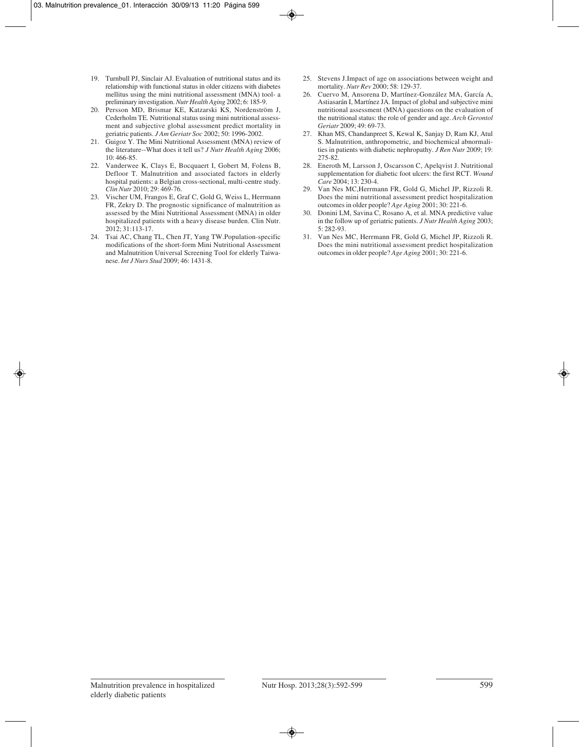19. Turnbull PJ, Sinclair AJ. Evaluation of nutritional status and its relationship with functional status in older citizens with diabetes mellitus using the mini nutritional assessment (MNA) tool- a preliminary investigation. *Nutr Health Aging* 2002; 6: 185-9.
20. Persson MD, Brismar KE, Katzarski KS, Nordenström J, Cederholm TE. Nutritional status using mini nutritional assessment and subjective global assessment predict mortality in geriatric patients. *J Am Geriatr Soc* 2002; 50: 1996-2002.
21. Guigoz Y. The Mini Nutritional Assessment (MNA) review of the literature--What does it tell us? *J Nutr Health Aging* 2006; 10: 466-85.
22. Vanderwee K, Clays E, Bocquaert I, Gobert M, Folens B, Defloor T. Malnutrition and associated factors in elderly hospital patients: a Belgian cross-sectional, multi-centre study. *Clin Nutr* 2010; 29: 469-76.
23. Vischer UM, Frangos E, Graf C, Gold G, Weiss L, Herrmann FR, Zekry D. The prognostic significance of malnutrition as assessed by the Mini Nutritional Assessment (MNA) in older hospitalized patients with a heavy disease burden. Clin Nutr. 2012; 31:113-17.
24. Tsai AC, Chang TL, Chen JT, Yang TW.Population-specific modifications of the short-form Mini Nutritional Assessment and Malnutrition Universal Screening Tool for elderly Taiwanese. *Int J Nurs Stud* 2009; 46: 1431-8.
25. Stevens J.Impact of age on associations between weight and mortality. *Nutr Rev* 2000; 58: 129-37.
26. Cuervo M, Ansorena D, Martínez-González MA, García A, Astiasarán I, Martínez JA. Impact of global and subjective mini nutritional assessment (MNA) questions on the evaluation of the nutritional status: the role of gender and age. *Arch Gerontol Geriatr* 2009; 49: 69-73.
27. Khan MS, Chandanpreet S, Kewal K, Sanjay D, Ram KJ, Atul S. Malnutrition, anthropometric, and biochemical abnormalities in patients with diabetic nephropathy. *J Ren Nutr* 2009; 19: 275-82.
28. Eneroth M, Larsson J, Oscarsson C, Apelqvist J. Nutritional supplementation for diabetic foot ulcers: the first RCT. *Wound Care* 2004; 13: 230-4.
29. Van Nes MC,Herrmann FR, Gold G, Michel JP, Rizzoli R. Does the mini nutritional assessment predict hospitalization outcomes in older people? *Age Aging* 2001; 30: 221-6.
30. Donini LM, Savina C, Rosano A, et al. MNA predictive value in the follow up of geriatric patients. *J Nutr Health Aging* 2003; 5: 282-93.
31. Van Nes MC, Herrmann FR, Gold G, Michel JP, Rizzoli R. Does the mini nutritional assessment predict hospitalization outcomes in older people? *Age Aging* 2001; 30: 221-6.